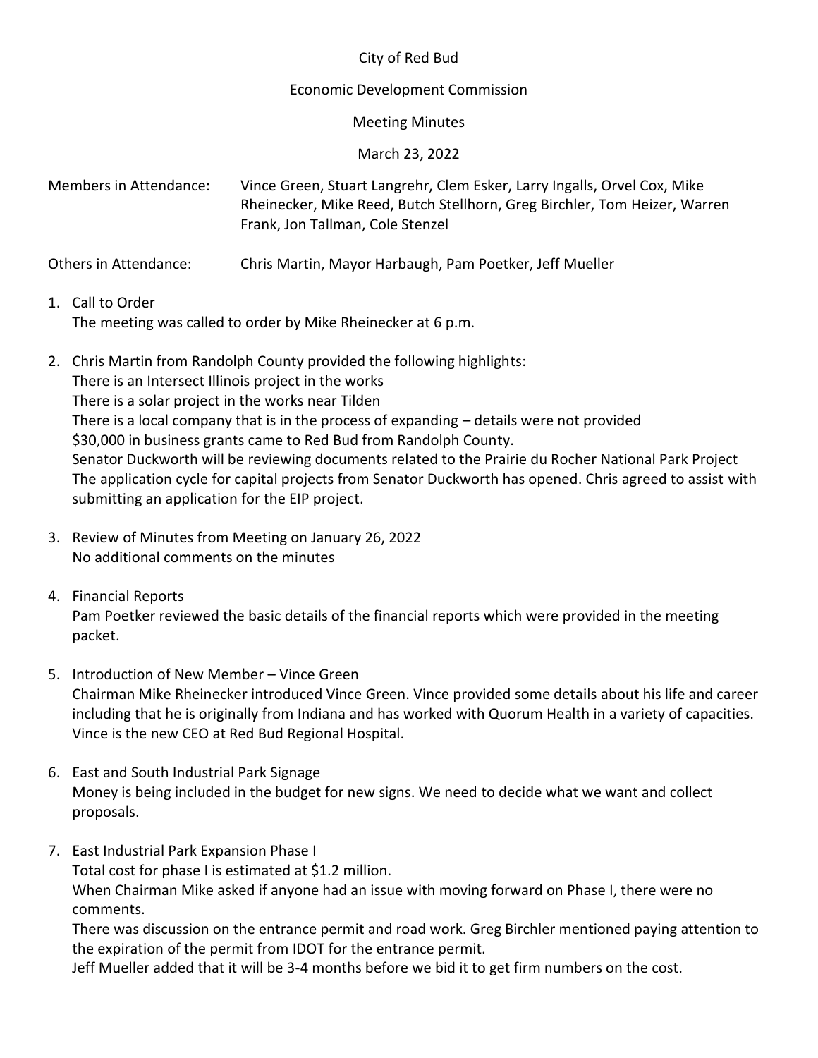City of Red Bud

Economic Development Commission

Meeting Minutes

March 23, 2022

Members in Attendance: Vince Green, Stuart Langrehr, Clem Esker, Larry Ingalls, Orvel Cox, Mike Rheinecker, Mike Reed, Butch Stellhorn, Greg Birchler, Tom Heizer, Warren Frank, Jon Tallman, Cole Stenzel

Others in Attendance: Chris Martin, Mayor Harbaugh, Pam Poetker, Jeff Mueller

1. Call to Order
   The meeting was called to order by Mike Rheinecker at 6 p.m.

2. Chris Martin from Randolph County provided the following highlights:
   There is an Intersect Illinois project in the works
   There is a solar project in the works near Tilden
   There is a local company that is in the process of expanding – details were not provided
   $30,000 in business grants came to Red Bud from Randolph County.
   Senator Duckworth will be reviewing documents related to the Prairie du Rocher National Park Project
   The application cycle for capital projects from Senator Duckworth has opened. Chris agreed to assist with submitting an application for the EIP project.

3. Review of Minutes from Meeting on January 26, 2022
   No additional comments on the minutes

4. Financial Reports
   Pam Poetker reviewed the basic details of the financial reports which were provided in the meeting packet.

5. Introduction of New Member – Vince Green
   Chairman Mike Rheinecker introduced Vince Green. Vince provided some details about his life and career including that he is originally from Indiana and has worked with Quorum Health in a variety of capacities. Vince is the new CEO at Red Bud Regional Hospital.

6. East and South Industrial Park Signage
   Money is being included in the budget for new signs. We need to decide what we want and collect proposals.

7. East Industrial Park Expansion Phase I
   Total cost for phase I is estimated at $1.2 million.
   When Chairman Mike asked if anyone had an issue with moving forward on Phase I, there were no comments.
   There was discussion on the entrance permit and road work. Greg Birchler mentioned paying attention to the expiration of the permit from IDOT for the entrance permit.
   Jeff Mueller added that it will be 3-4 months before we bid it to get firm numbers on the cost.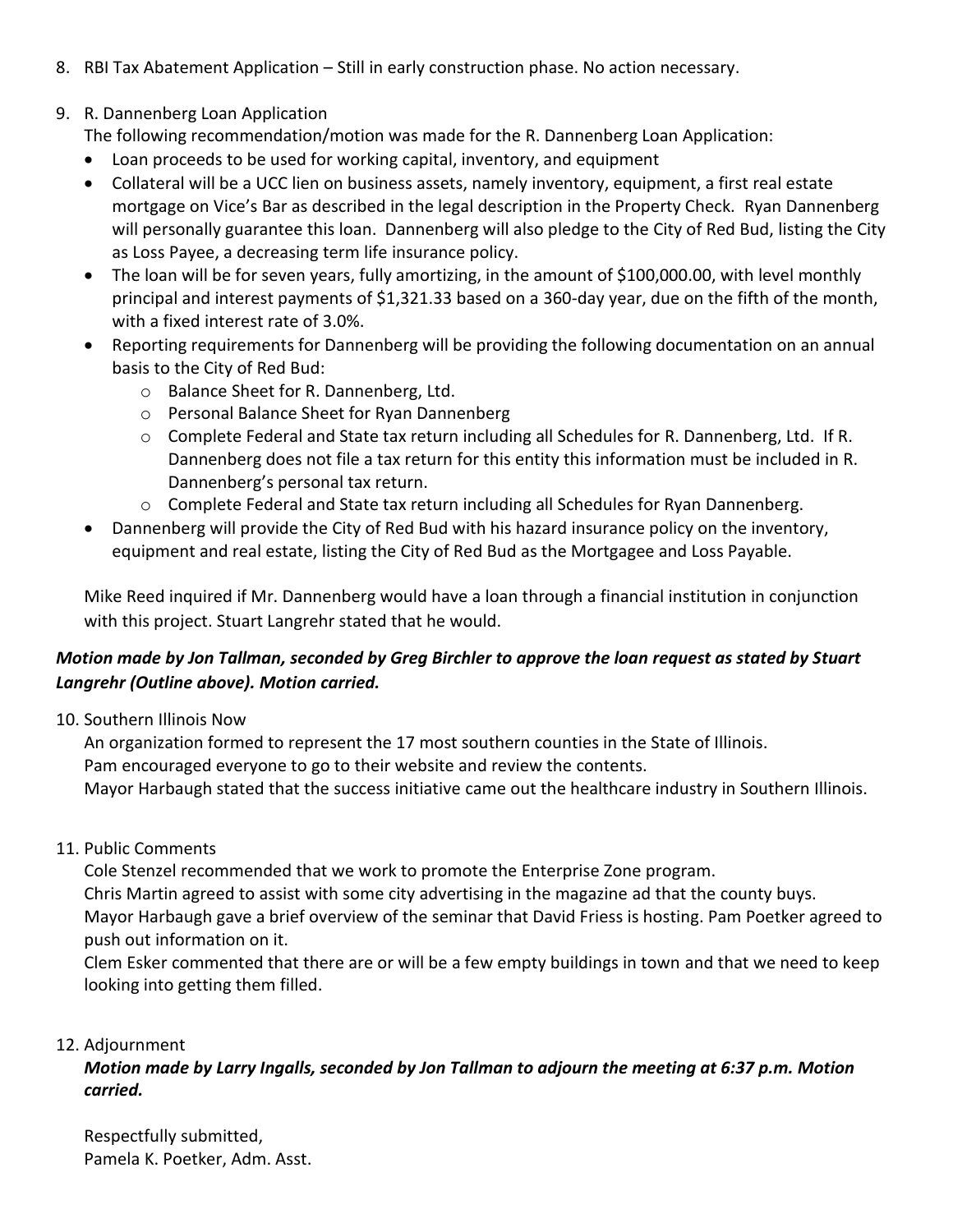8. RBI Tax Abatement Application – Still in early construction phase. No action necessary.

9. R. Dannenberg Loan Application

   The following recommendation/motion was made for the R. Dannenberg Loan Application:

   - Loan proceeds to be used for working capital, inventory, and equipment
   - Collateral will be a UCC lien on business assets, namely inventory, equipment, a first real estate mortgage on Vice's Bar as described in the legal description in the Property Check. Ryan Dannenberg will personally guarantee this loan. Dannenberg will also pledge to the City of Red Bud, listing the City as Loss Payee, a decreasing term life insurance policy.
   - The loan will be for seven years, fully amortizing, in the amount of $100,000.00, with level monthly principal and interest payments of $1,321.33 based on a 360-day year, due on the fifth of the month, with a fixed interest rate of 3.0%.
   - Reporting requirements for Dannenberg will be providing the following documentation on an annual basis to the City of Red Bud:
     - Balance Sheet for R. Dannenberg, Ltd.
     - Personal Balance Sheet for Ryan Dannenberg
     - Complete Federal and State tax return including all Schedules for R. Dannenberg, Ltd. If R. Dannenberg does not file a tax return for this entity this information must be included in R. Dannenberg's personal tax return.
     - Complete Federal and State tax return including all Schedules for Ryan Dannenberg.
   - Dannenberg will provide the City of Red Bud with his hazard insurance policy on the inventory, equipment and real estate, listing the City of Red Bud as the Mortgagee and Loss Payable.

   Mike Reed inquired if Mr. Dannenberg would have a loan through a financial institution in conjunction with this project. Stuart Langrehr stated that he would.

***Motion made by Jon Tallman, seconded by Greg Birchler to approve the loan request as stated by Stuart Langrehr (Outline above). Motion carried.***

10. Southern Illinois Now

    An organization formed to represent the 17 most southern counties in the State of Illinois.
    Pam encouraged everyone to go to their website and review the contents.
    Mayor Harbaugh stated that the success initiative came out the healthcare industry in Southern Illinois.

11. Public Comments

    Cole Stenzel recommended that we work to promote the Enterprise Zone program.
    Chris Martin agreed to assist with some city advertising in the magazine ad that the county buys.
    Mayor Harbaugh gave a brief overview of the seminar that David Friess is hosting. Pam Poetker agreed to push out information on it.
    Clem Esker commented that there are or will be a few empty buildings in town and that we need to keep looking into getting them filled.

12. Adjournment

    ***Motion made by Larry Ingalls, seconded by Jon Tallman to adjourn the meeting at 6:37 p.m. Motion carried.***

    Respectfully submitted,
    Pamela K. Poetker, Adm. Asst.